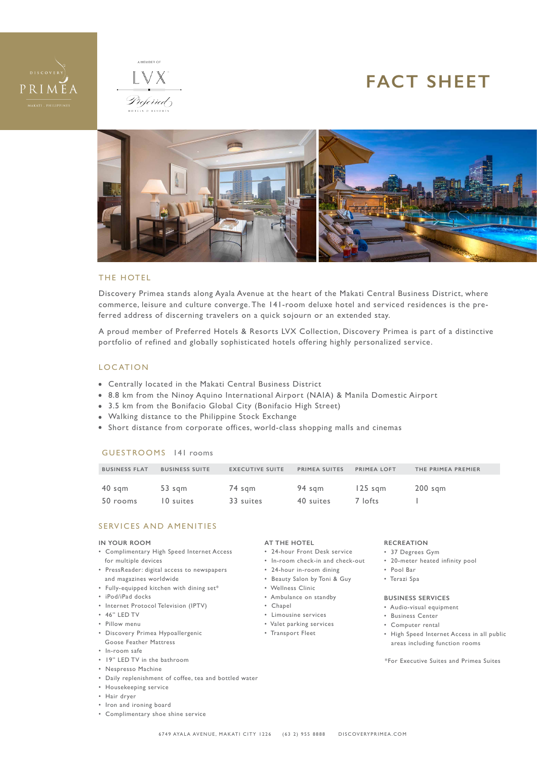# FACT SHEET

## THE HOTEL

Discovery Primea stands along Ayala Avenue at the heart of the Makati Central Business District, where commerce, leisure and culture converge. The 141-room deluxe hotel and serviced residences is the preferred address of discerning travelers on a quick sojourn or an extended stay.

A proud member of Preferred Hotels & Resorts LVX Collection, Discovery Primea is part of a distinctive portfolio of refined and globally sophisticated hotels offering highly personalized service.

## LOCATION

- Centrally located in the Makati Central Business District
- 8.8 km from the Ninoy Aquino International Airport (NAIA) & Manila Domestic Airport
- 3.5 km from the Bonifacio Global City (Bonifacio High Street)
- Walking distance to the Philippine Stock Exchange
- Short distance from corporate offices, world-class shopping malls and cinemas

## GUESTROOMS 141 rooms

| BUSINESS FLAT | BUSINESS SUITE | EXECUTIVE SUITE | PRIMEA SUITES | PRIMEA LOFT | THE PRIMEA PREMIER |
|---|---|---|---|---|---|
| 40 sqm | 53 sqm | 74 sqm | 94 sqm | 125 sqm | 200 sqm |
| 50 rooms | 10 suites | 33 suites | 40 suites | 7 lofts | 1 |

## SERVICES AND AMENITIES

### IN YOUR ROOM

- Complimentary High Speed Internet Access for multiple devices
- PressReader: digital access to newspapers and magazines worldwide
- Fully-equipped kitchen with dining set*
- iPod/iPad docks
- Internet Protocol Television (IPTV)
- 46" LED TV
- Pillow menu
- Discovery Primea Hypoallergenic Goose Feather Mattress
- In-room safe
- 19" LED TV in the bathroom
- Nespresso Machine
- Daily replenishment of coffee, tea and bottled water
- Housekeeping service
- Hair dryer
- Iron and ironing board
- Complimentary shoe shine service

### AT THE HOTEL

- 24-hour Front Desk service
- In-room check-in and check-out
- 24-hour in-room dining
- Beauty Salon by Toni & Guy
- Wellness Clinic
- Ambulance on standby
- Chapel
- Limousine services
- Valet parking services
- Transport Fleet

### RECREATION

- 37 Degrees Gym
- 20-meter heated infinity pool
- Pool Bar
- Terazi Spa

### BUSINESS SERVICES

- Audio-visual equipment
- Business Center
- Computer rental
- High Speed Internet Access in all public areas including function rooms

*For Executive Suites and Primea Suites

6749 AYALA AVENUE, MAKATI CITY 1226 (63 2) 955 8888 DISCOVERYPRIMEA.COM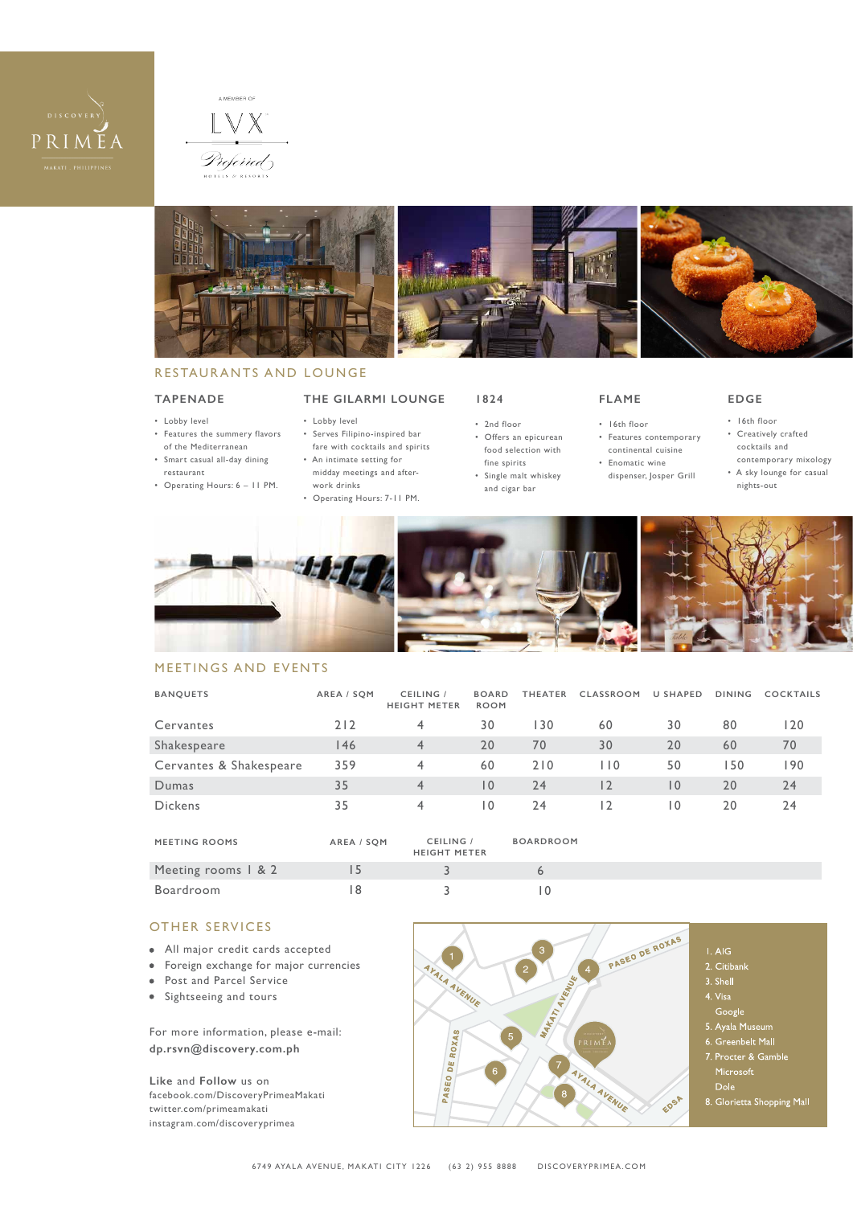DISCOVERY PRIMEA

MAKATI . PHILIPPINES

A MEMBER OF LVX Preferred HOTELS & RESORTS

## RESTAURANTS AND LOUNGE

### TAPENADE

- Lobby level
- Features the summery flavors of the Mediterranean
- Smart casual all-day dining restaurant
- Operating Hours: 6 – 11 PM.

### THE GILARMI LOUNGE

- Lobby level
- Serves Filipino-inspired bar fare with cocktails and spirits
- An intimate setting for midday meetings and after-work drinks
- Operating Hours: 7-11 PM.

### 1824

- 2nd floor
- Offers an epicurean food selection with fine spirits
- Single malt whiskey and cigar bar

### FLAME

- 16th floor
- Features contemporary continental cuisine
- Enomatic wine dispenser, Josper Grill

### EDGE

- 16th floor
- Creatively crafted cocktails and contemporary mixology
- A sky lounge for casual nights-out

## MEETINGS AND EVENTS

| BANQUETS | AREA / SQM | CEILING / HEIGHT METER | BOARD ROOM | THEATER | CLASSROOM | U SHAPED | DINING | COCKTAILS |
|---|---|---|---|---|---|---|---|---|
| Cervantes | 212 | 4 | 30 | 130 | 60 | 30 | 80 | 120 |
| Shakespeare | 146 | 4 | 20 | 70 | 30 | 20 | 60 | 70 |
| Cervantes & Shakespeare | 359 | 4 | 60 | 210 | 110 | 50 | 150 | 190 |
| Dumas | 35 | 4 | 10 | 24 | 12 | 10 | 20 | 24 |
| Dickens | 35 | 4 | 10 | 24 | 12 | 10 | 20 | 24 |

| MEETING ROOMS | AREA / SQM | CEILING / HEIGHT METER | BOARDROOM |
|---|---|---|---|
| Meeting rooms 1 & 2 | 15 | 3 | 6 |
| Boardroom | 18 | 3 | 10 |

## OTHER SERVICES

- All major credit cards accepted
- Foreign exchange for major currencies
- Post and Parcel Service
- Sightseeing and tours

For more information, please e-mail:
**dp.rsvn@discovery.com.ph**

**Like** and **Follow** us on
facebook.com/DiscoveryPrimeaMakati
twitter.com/primeamakati
instagram.com/discoveryprimea

AYALA AVENUE
MAKATI AVENUE
PASEO DE ROXAS
PASEO DE ROXAS
AYALA AVENUE
EDSA
PRIMEA

1. AIG
2. Citibank
3. Shell
4. Visa
   Google
5. Ayala Museum
6. Greenbelt Mall
7. Procter & Gamble
   Microsoft
   Dole
8. Glorietta Shopping Mall

6749 AYALA AVENUE, MAKATI CITY 1226 (63 2) 955 8888 DISCOVERYPRIMEA.COM